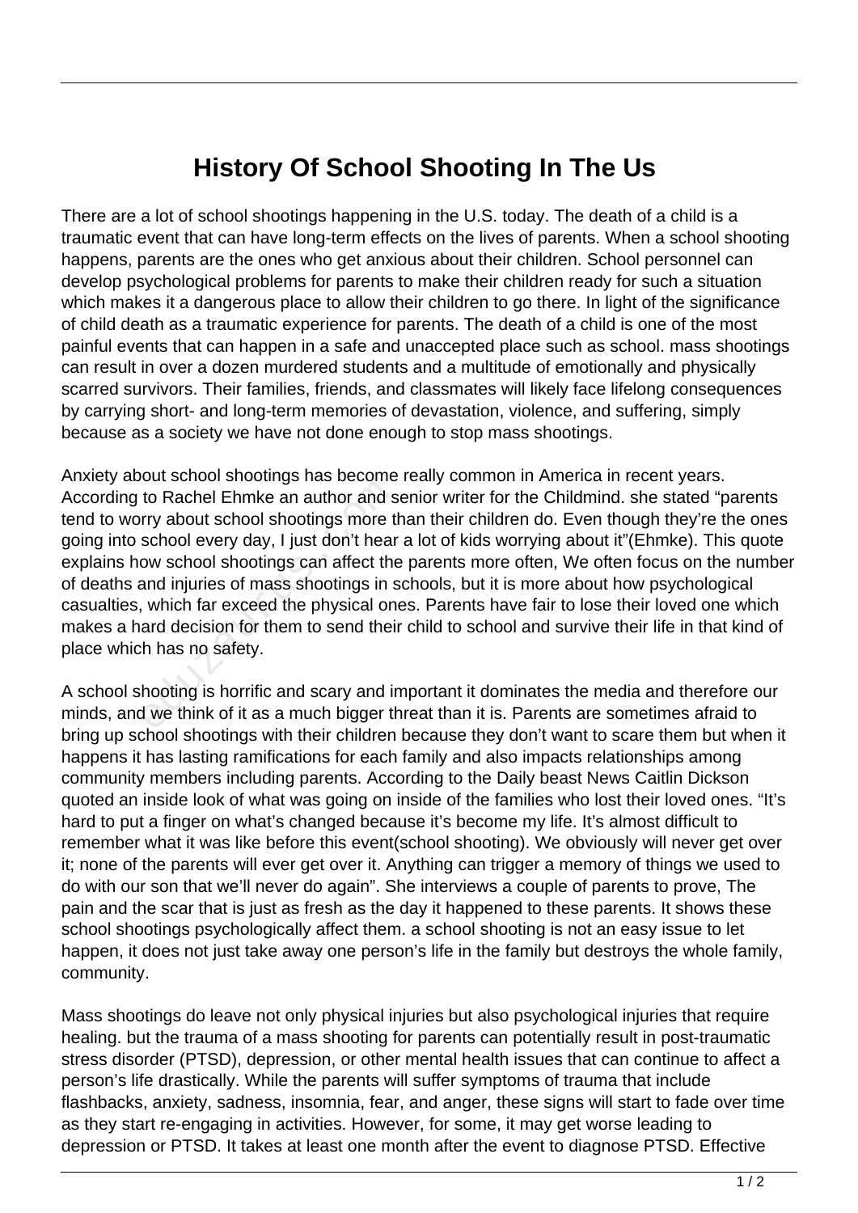# History Of School Shooting In The Us

There are a lot of school shootings happening in the U.S. today. The death of a child is a traumatic event that can have long-term effects on the lives of parents. When a school shooting happens, parents are the ones who get anxious about their children. School personnel can develop psychological problems for parents to make their children ready for such a situation which makes it a dangerous place to allow their children to go there. In light of the significance of child death as a traumatic experience for parents. The death of a child is one of the most painful events that can happen in a safe and unaccepted place such as school. mass shootings can result in over a dozen murdered students and a multitude of emotionally and physically scarred survivors. Their families, friends, and classmates will likely face lifelong consequences by carrying short- and long-term memories of devastation, violence, and suffering, simply because as a society we have not done enough to stop mass shootings.

Anxiety about school shootings has become really common in America in recent years. According to Rachel Ehmke an author and senior writer for the Childmind. she stated "parents tend to worry about school shootings more than their children do. Even though they're the ones going into school every day, I just don't hear a lot of kids worrying about it"(Ehmke). This quote explains how school shootings can affect the parents more often, We often focus on the number of deaths and injuries of mass shootings in schools, but it is more about how psychological casualties, which far exceed the physical ones. Parents have fair to lose their loved one which makes a hard decision for them to send their child to school and survive their life in that kind of place which has no safety.

A school shooting is horrific and scary and important it dominates the media and therefore our minds, and we think of it as a much bigger threat than it is. Parents are sometimes afraid to bring up school shootings with their children because they don't want to scare them but when it happens it has lasting ramifications for each family and also impacts relationships among community members including parents. According to the Daily beast News Caitlin Dickson quoted an inside look of what was going on inside of the families who lost their loved ones. "It's hard to put a finger on what's changed because it's become my life. It's almost difficult to remember what it was like before this event(school shooting). We obviously will never get over it; none of the parents will ever get over it. Anything can trigger a memory of things we used to do with our son that we'll never do again". She interviews a couple of parents to prove, The pain and the scar that is just as fresh as the day it happened to these parents. It shows these school shootings psychologically affect them. a school shooting is not an easy issue to let happen, it does not just take away one person's life in the family but destroys the whole family, community.

Mass shootings do leave not only physical injuries but also psychological injuries that require healing. but the trauma of a mass shooting for parents can potentially result in post-traumatic stress disorder (PTSD), depression, or other mental health issues that can continue to affect a person's life drastically. While the parents will suffer symptoms of trauma that include flashbacks, anxiety, sadness, insomnia, fear, and anger, these signs will start to fade over time as they start re-engaging in activities. However, for some, it may get worse leading to depression or PTSD. It takes at least one month after the event to diagnose PTSD. Effective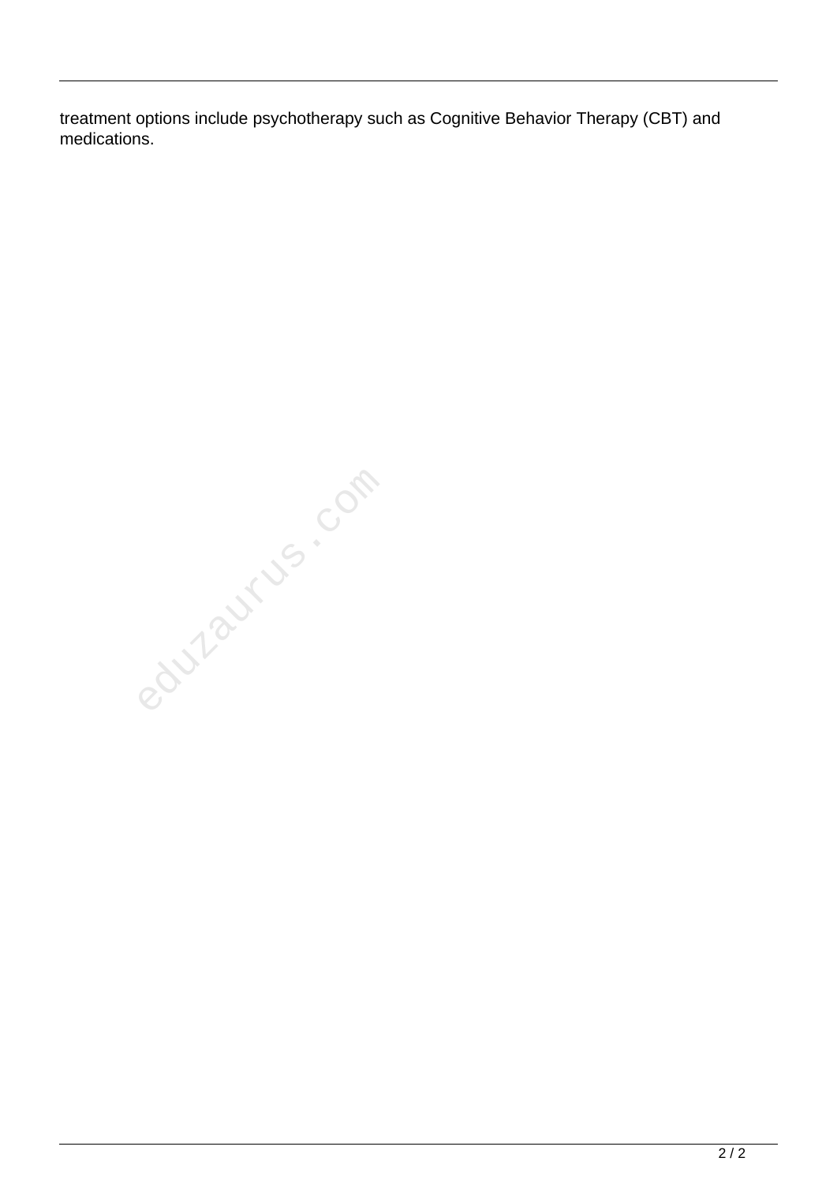treatment options include psychotherapy such as Cognitive Behavior Therapy (CBT) and medications.